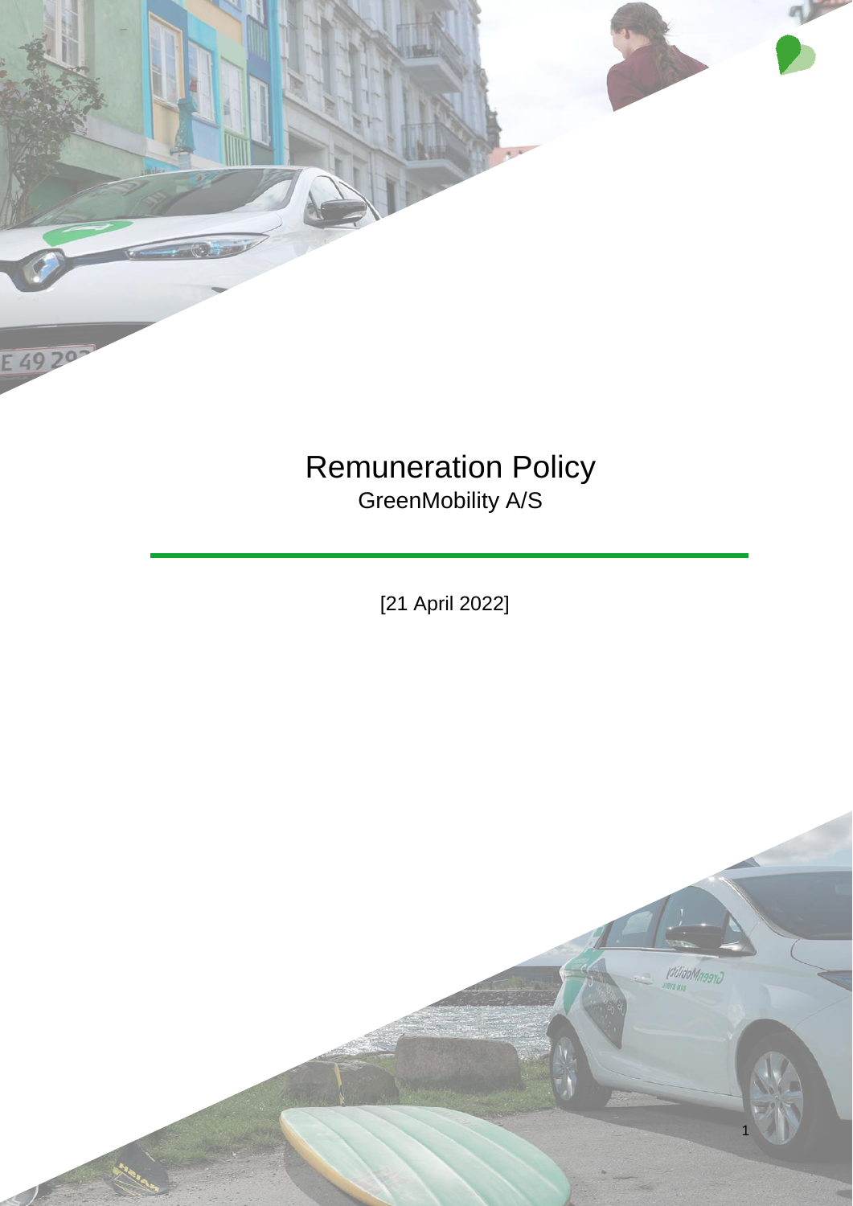# Remuneration Policy

GreenMobility A/S

[21 April 2022]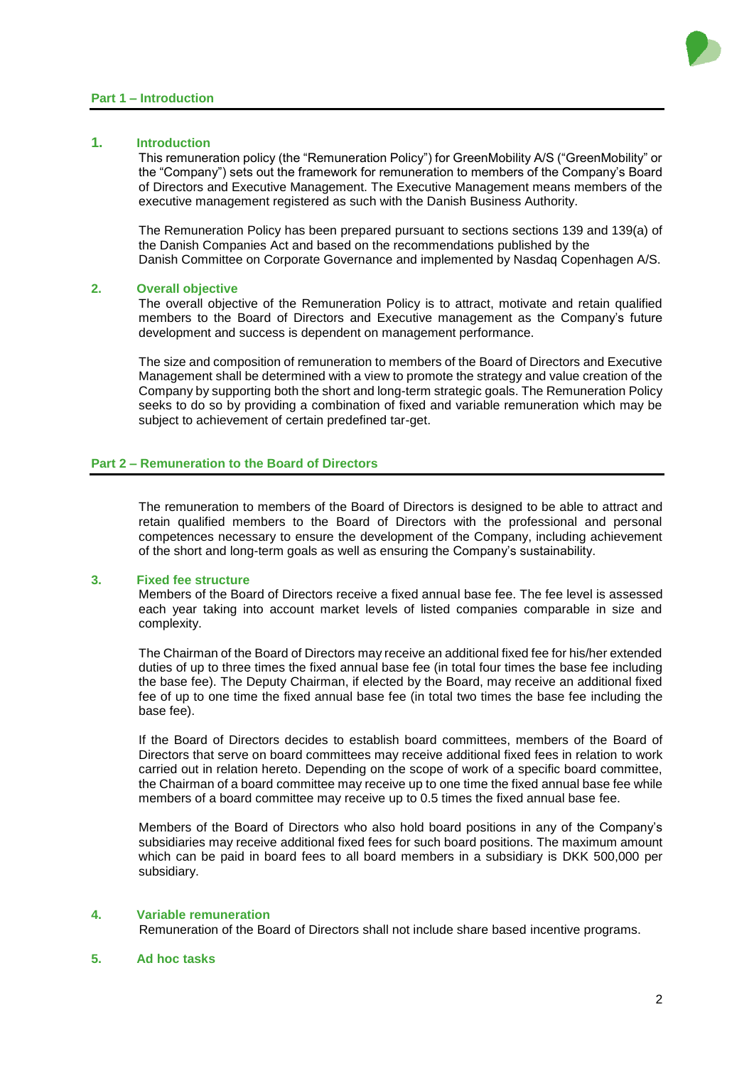## Part 1 – Introduction

### 1. Introduction

This remuneration policy (the "Remuneration Policy") for GreenMobility A/S ("GreenMobility" or the "Company") sets out the framework for remuneration to members of the Company's Board of Directors and Executive Management. The Executive Management means members of the executive management registered as such with the Danish Business Authority.

The Remuneration Policy has been prepared pursuant to sections sections 139 and 139(a) of the Danish Companies Act and based on the recommendations published by the Danish Committee on Corporate Governance and implemented by Nasdaq Copenhagen A/S.

### 2. Overall objective

The overall objective of the Remuneration Policy is to attract, motivate and retain qualified members to the Board of Directors and Executive management as the Company's future development and success is dependent on management performance.

The size and composition of remuneration to members of the Board of Directors and Executive Management shall be determined with a view to promote the strategy and value creation of the Company by supporting both the short and long-term strategic goals. The Remuneration Policy seeks to do so by providing a combination of fixed and variable remuneration which may be subject to achievement of certain predefined tar-get.

## Part 2 – Remuneration to the Board of Directors

The remuneration to members of the Board of Directors is designed to be able to attract and retain qualified members to the Board of Directors with the professional and personal competences necessary to ensure the development of the Company, including achievement of the short and long-term goals as well as ensuring the Company's sustainability.

### 3. Fixed fee structure

Members of the Board of Directors receive a fixed annual base fee. The fee level is assessed each year taking into account market levels of listed companies comparable in size and complexity.

The Chairman of the Board of Directors may receive an additional fixed fee for his/her extended duties of up to three times the fixed annual base fee (in total four times the base fee including the base fee). The Deputy Chairman, if elected by the Board, may receive an additional fixed fee of up to one time the fixed annual base fee (in total two times the base fee including the base fee).

If the Board of Directors decides to establish board committees, members of the Board of Directors that serve on board committees may receive additional fixed fees in relation to work carried out in relation hereto. Depending on the scope of work of a specific board committee, the Chairman of a board committee may receive up to one time the fixed annual base fee while members of a board committee may receive up to 0.5 times the fixed annual base fee.

Members of the Board of Directors who also hold board positions in any of the Company's subsidiaries may receive additional fixed fees for such board positions. The maximum amount which can be paid in board fees to all board members in a subsidiary is DKK 500,000 per subsidiary.

### 4. Variable remuneration

Remuneration of the Board of Directors shall not include share based incentive programs.

### 5. Ad hoc tasks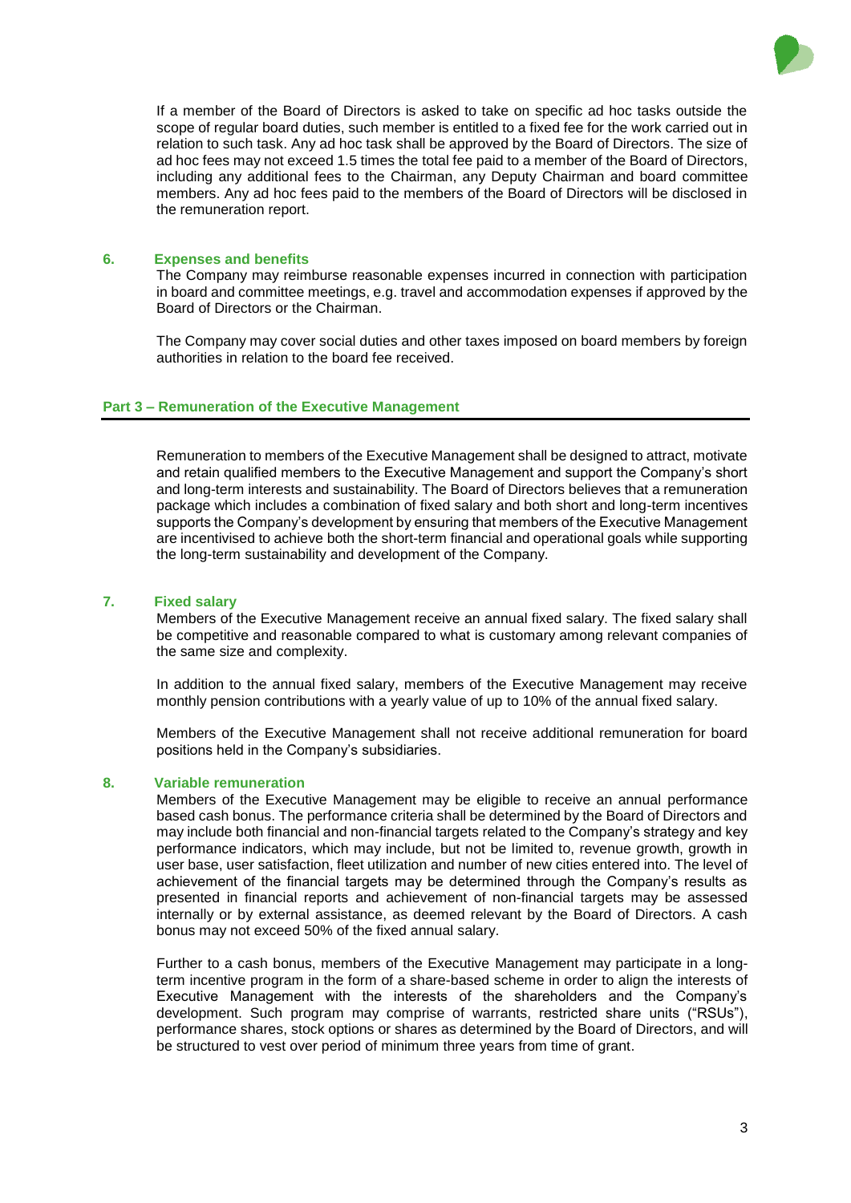If a member of the Board of Directors is asked to take on specific ad hoc tasks outside the scope of regular board duties, such member is entitled to a fixed fee for the work carried out in relation to such task. Any ad hoc task shall be approved by the Board of Directors. The size of ad hoc fees may not exceed 1.5 times the total fee paid to a member of the Board of Directors, including any additional fees to the Chairman, any Deputy Chairman and board committee members. Any ad hoc fees paid to the members of the Board of Directors will be disclosed in the remuneration report.

### 6. Expenses and benefits

The Company may reimburse reasonable expenses incurred in connection with participation in board and committee meetings, e.g. travel and accommodation expenses if approved by the Board of Directors or the Chairman.

The Company may cover social duties and other taxes imposed on board members by foreign authorities in relation to the board fee received.

## Part 3 – Remuneration of the Executive Management

Remuneration to members of the Executive Management shall be designed to attract, motivate and retain qualified members to the Executive Management and support the Company's short and long-term interests and sustainability. The Board of Directors believes that a remuneration package which includes a combination of fixed salary and both short and long-term incentives supports the Company's development by ensuring that members of the Executive Management are incentivised to achieve both the short-term financial and operational goals while supporting the long-term sustainability and development of the Company.

### 7. Fixed salary

Members of the Executive Management receive an annual fixed salary. The fixed salary shall be competitive and reasonable compared to what is customary among relevant companies of the same size and complexity.

In addition to the annual fixed salary, members of the Executive Management may receive monthly pension contributions with a yearly value of up to 10% of the annual fixed salary.

Members of the Executive Management shall not receive additional remuneration for board positions held in the Company's subsidiaries.

### 8. Variable remuneration

Members of the Executive Management may be eligible to receive an annual performance based cash bonus. The performance criteria shall be determined by the Board of Directors and may include both financial and non-financial targets related to the Company's strategy and key performance indicators, which may include, but not be limited to, revenue growth, growth in user base, user satisfaction, fleet utilization and number of new cities entered into. The level of achievement of the financial targets may be determined through the Company's results as presented in financial reports and achievement of non-financial targets may be assessed internally or by external assistance, as deemed relevant by the Board of Directors. A cash bonus may not exceed 50% of the fixed annual salary.

Further to a cash bonus, members of the Executive Management may participate in a long-term incentive program in the form of a share-based scheme in order to align the interests of Executive Management with the interests of the shareholders and the Company's development. Such program may comprise of warrants, restricted share units ("RSUs"), performance shares, stock options or shares as determined by the Board of Directors, and will be structured to vest over period of minimum three years from time of grant.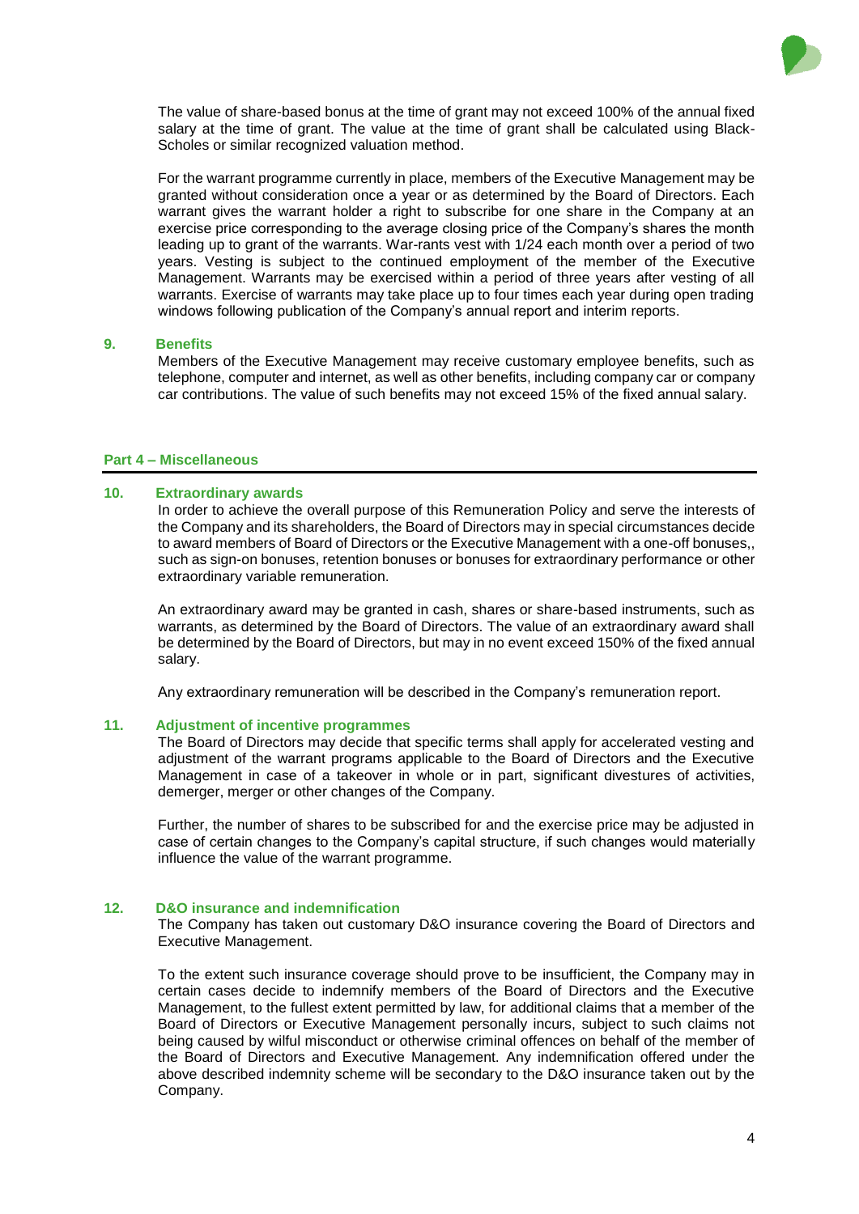The value of share-based bonus at the time of grant may not exceed 100% of the annual fixed salary at the time of grant. The value at the time of grant shall be calculated using Black-Scholes or similar recognized valuation method.

For the warrant programme currently in place, members of the Executive Management may be granted without consideration once a year or as determined by the Board of Directors. Each warrant gives the warrant holder a right to subscribe for one share in the Company at an exercise price corresponding to the average closing price of the Company's shares the month leading up to grant of the warrants. War-rants vest with 1/24 each month over a period of two years. Vesting is subject to the continued employment of the member of the Executive Management. Warrants may be exercised within a period of three years after vesting of all warrants. Exercise of warrants may take place up to four times each year during open trading windows following publication of the Company's annual report and interim reports.

### 9. Benefits

Members of the Executive Management may receive customary employee benefits, such as telephone, computer and internet, as well as other benefits, including company car or company car contributions. The value of such benefits may not exceed 15% of the fixed annual salary.

## Part 4 – Miscellaneous

### 10. Extraordinary awards

In order to achieve the overall purpose of this Remuneration Policy and serve the interests of the Company and its shareholders, the Board of Directors may in special circumstances decide to award members of Board of Directors or the Executive Management with a one-off bonuses,, such as sign-on bonuses, retention bonuses or bonuses for extraordinary performance or other extraordinary variable remuneration.

An extraordinary award may be granted in cash, shares or share-based instruments, such as warrants, as determined by the Board of Directors. The value of an extraordinary award shall be determined by the Board of Directors, but may in no event exceed 150% of the fixed annual salary.

Any extraordinary remuneration will be described in the Company's remuneration report.

### 11. Adjustment of incentive programmes

The Board of Directors may decide that specific terms shall apply for accelerated vesting and adjustment of the warrant programs applicable to the Board of Directors and the Executive Management in case of a takeover in whole or in part, significant divestures of activities, demerger, merger or other changes of the Company.

Further, the number of shares to be subscribed for and the exercise price may be adjusted in case of certain changes to the Company's capital structure, if such changes would materially influence the value of the warrant programme.

### 12. D&O insurance and indemnification

The Company has taken out customary D&O insurance covering the Board of Directors and Executive Management.

To the extent such insurance coverage should prove to be insufficient, the Company may in certain cases decide to indemnify members of the Board of Directors and the Executive Management, to the fullest extent permitted by law, for additional claims that a member of the Board of Directors or Executive Management personally incurs, subject to such claims not being caused by wilful misconduct or otherwise criminal offences on behalf of the member of the Board of Directors and Executive Management. Any indemnification offered under the above described indemnity scheme will be secondary to the D&O insurance taken out by the Company.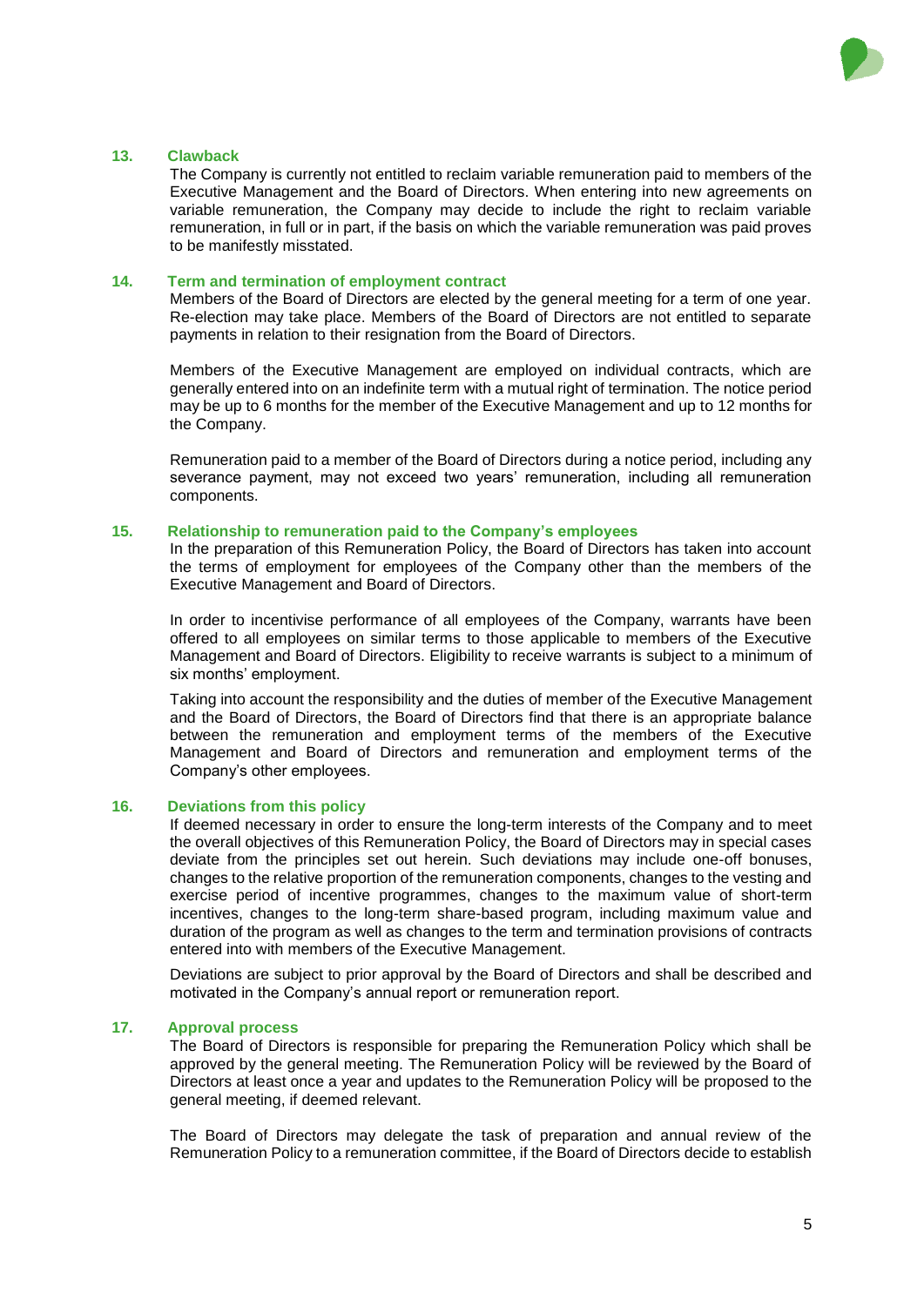## 13. Clawback

The Company is currently not entitled to reclaim variable remuneration paid to members of the Executive Management and the Board of Directors. When entering into new agreements on variable remuneration, the Company may decide to include the right to reclaim variable remuneration, in full or in part, if the basis on which the variable remuneration was paid proves to be manifestly misstated.

## 14. Term and termination of employment contract

Members of the Board of Directors are elected by the general meeting for a term of one year. Re-election may take place. Members of the Board of Directors are not entitled to separate payments in relation to their resignation from the Board of Directors.

Members of the Executive Management are employed on individual contracts, which are generally entered into on an indefinite term with a mutual right of termination. The notice period may be up to 6 months for the member of the Executive Management and up to 12 months for the Company.

Remuneration paid to a member of the Board of Directors during a notice period, including any severance payment, may not exceed two years' remuneration, including all remuneration components.

## 15. Relationship to remuneration paid to the Company's employees

In the preparation of this Remuneration Policy, the Board of Directors has taken into account the terms of employment for employees of the Company other than the members of the Executive Management and Board of Directors.

In order to incentivise performance of all employees of the Company, warrants have been offered to all employees on similar terms to those applicable to members of the Executive Management and Board of Directors. Eligibility to receive warrants is subject to a minimum of six months' employment.

Taking into account the responsibility and the duties of member of the Executive Management and the Board of Directors, the Board of Directors find that there is an appropriate balance between the remuneration and employment terms of the members of the Executive Management and Board of Directors and remuneration and employment terms of the Company's other employees.

## 16. Deviations from this policy

If deemed necessary in order to ensure the long-term interests of the Company and to meet the overall objectives of this Remuneration Policy, the Board of Directors may in special cases deviate from the principles set out herein. Such deviations may include one-off bonuses, changes to the relative proportion of the remuneration components, changes to the vesting and exercise period of incentive programmes, changes to the maximum value of short-term incentives, changes to the long-term share-based program, including maximum value and duration of the program as well as changes to the term and termination provisions of contracts entered into with members of the Executive Management.

Deviations are subject to prior approval by the Board of Directors and shall be described and motivated in the Company's annual report or remuneration report.

## 17. Approval process

The Board of Directors is responsible for preparing the Remuneration Policy which shall be approved by the general meeting. The Remuneration Policy will be reviewed by the Board of Directors at least once a year and updates to the Remuneration Policy will be proposed to the general meeting, if deemed relevant.

The Board of Directors may delegate the task of preparation and annual review of the Remuneration Policy to a remuneration committee, if the Board of Directors decide to establish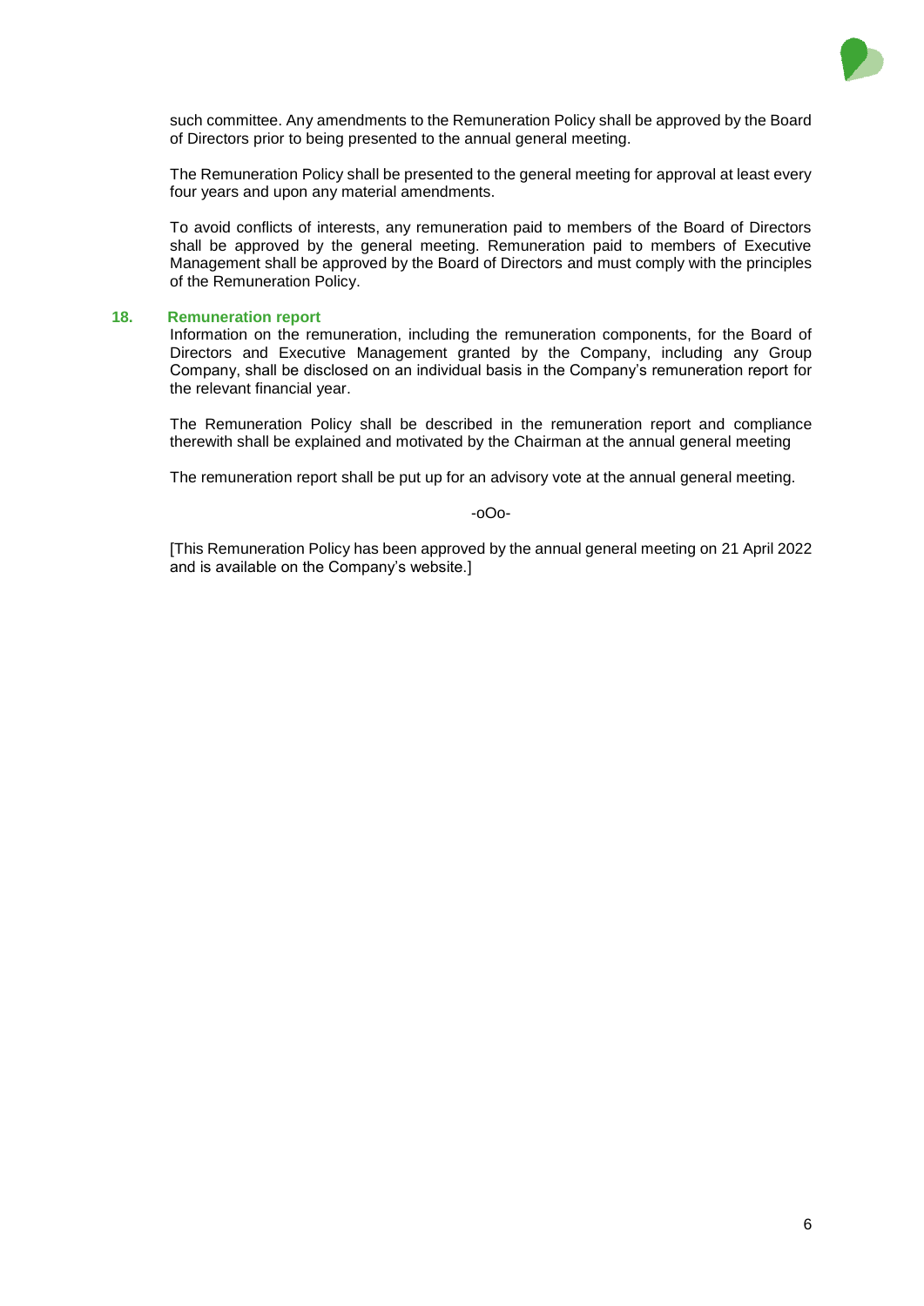such committee. Any amendments to the Remuneration Policy shall be approved by the Board of Directors prior to being presented to the annual general meeting.

The Remuneration Policy shall be presented to the general meeting for approval at least every four years and upon any material amendments.

To avoid conflicts of interests, any remuneration paid to members of the Board of Directors shall be approved by the general meeting. Remuneration paid to members of Executive Management shall be approved by the Board of Directors and must comply with the principles of the Remuneration Policy.

## 18. Remuneration report

Information on the remuneration, including the remuneration components, for the Board of Directors and Executive Management granted by the Company, including any Group Company, shall be disclosed on an individual basis in the Company's remuneration report for the relevant financial year.

The Remuneration Policy shall be described in the remuneration report and compliance therewith shall be explained and motivated by the Chairman at the annual general meeting

The remuneration report shall be put up for an advisory vote at the annual general meeting.

-oOo-

[This Remuneration Policy has been approved by the annual general meeting on 21 April 2022 and is available on the Company's website.]